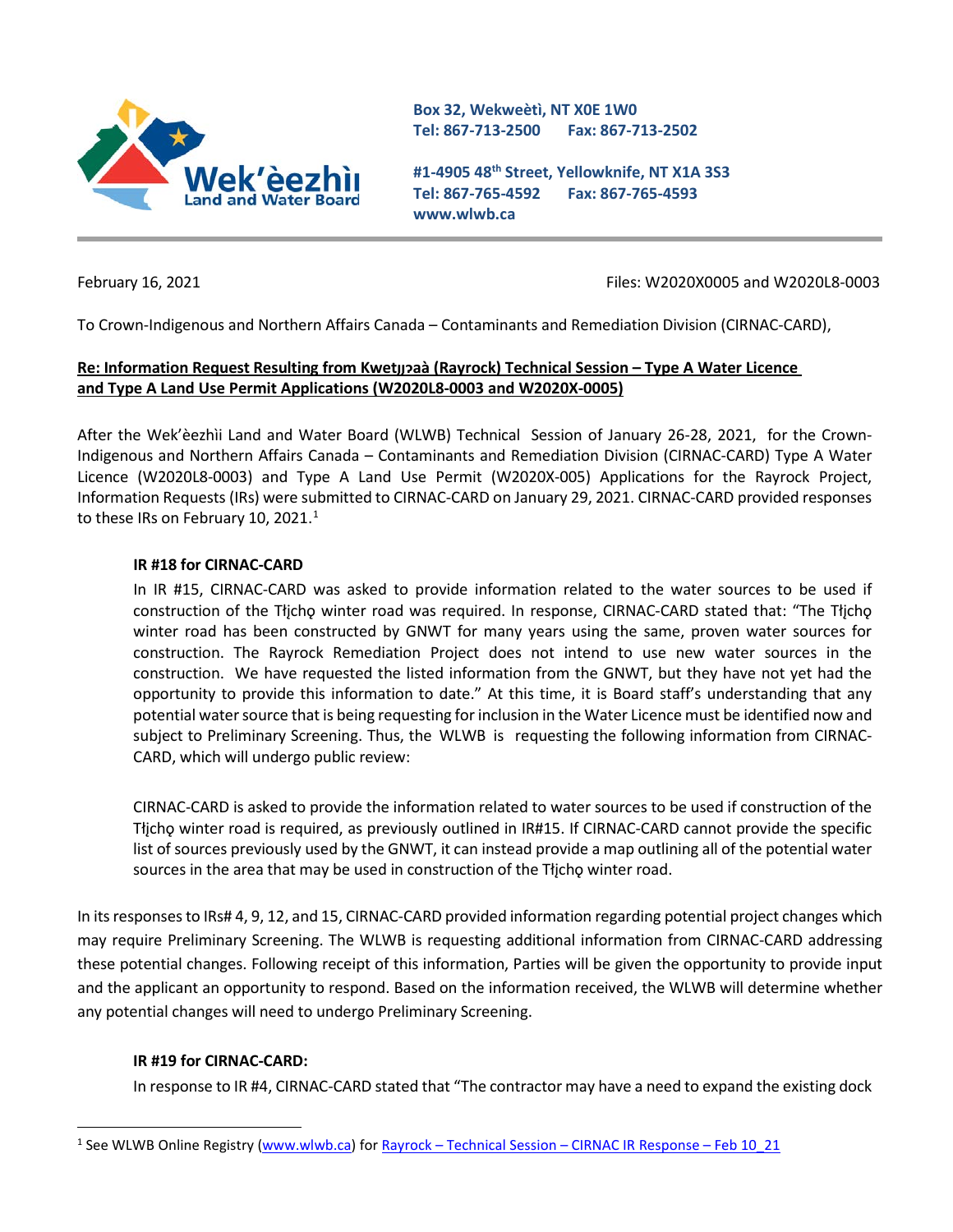Wek'èezhìi Land and Water Board

Box 32, Wekweètì, NT X0E 1W0
Tel: 867-713-2500 Fax: 867-713-2502

#1-4905 48th Street, Yellowknife, NT X1A 3S3
Tel: 867-765-4592 Fax: 867-765-4593
www.wlwb.ca

February 16, 2021

Files: W2020X0005 and W2020L8-0003

To Crown-Indigenous and Northern Affairs Canada – Contaminants and Remediation Division (CIRNAC-CARD),

**Re: Information Request Resulting from Kwetıı̨ɂaà (Rayrock) Technical Session – Type A Water Licence and Type A Land Use Permit Applications (W2020L8-0003 and W2020X-0005)**

After the Wek'èezhìi Land and Water Board (WLWB) Technical Session of January 26-28, 2021, for the Crown-Indigenous and Northern Affairs Canada – Contaminants and Remediation Division (CIRNAC-CARD) Type A Water Licence (W2020L8-0003) and Type A Land Use Permit (W2020X-005) Applications for the Rayrock Project, Information Requests (IRs) were submitted to CIRNAC-CARD on January 29, 2021. CIRNAC-CARD provided responses to these IRs on February 10, 2021.[1]

**IR #18 for CIRNAC-CARD**

In IR #15, CIRNAC-CARD was asked to provide information related to the water sources to be used if construction of the Tłı̨chǫ winter road was required. In response, CIRNAC-CARD stated that: "The Tłı̨chǫ winter road has been constructed by GNWT for many years using the same, proven water sources for construction. The Rayrock Remediation Project does not intend to use new water sources in the construction. We have requested the listed information from the GNWT, but they have not yet had the opportunity to provide this information to date." At this time, it is Board staff's understanding that any potential water source that is being requesting for inclusion in the Water Licence must be identified now and subject to Preliminary Screening. Thus, the WLWB is requesting the following information from CIRNAC-CARD, which will undergo public review:

CIRNAC-CARD is asked to provide the information related to water sources to be used if construction of the Tłı̨chǫ winter road is required, as previously outlined in IR#15. If CIRNAC-CARD cannot provide the specific list of sources previously used by the GNWT, it can instead provide a map outlining all of the potential water sources in the area that may be used in construction of the Tłı̨chǫ winter road.

In its responses to IRs# 4, 9, 12, and 15, CIRNAC-CARD provided information regarding potential project changes which may require Preliminary Screening. The WLWB is requesting additional information from CIRNAC-CARD addressing these potential changes. Following receipt of this information, Parties will be given the opportunity to provide input and the applicant an opportunity to respond. Based on the information received, the WLWB will determine whether any potential changes will need to undergo Preliminary Screening.

**IR #19 for CIRNAC-CARD:**

In response to IR #4, CIRNAC-CARD stated that "The contractor may have a need to expand the existing dock

[1] See WLWB Online Registry (www.wlwb.ca) for Rayrock – Technical Session – CIRNAC IR Response – Feb 10_21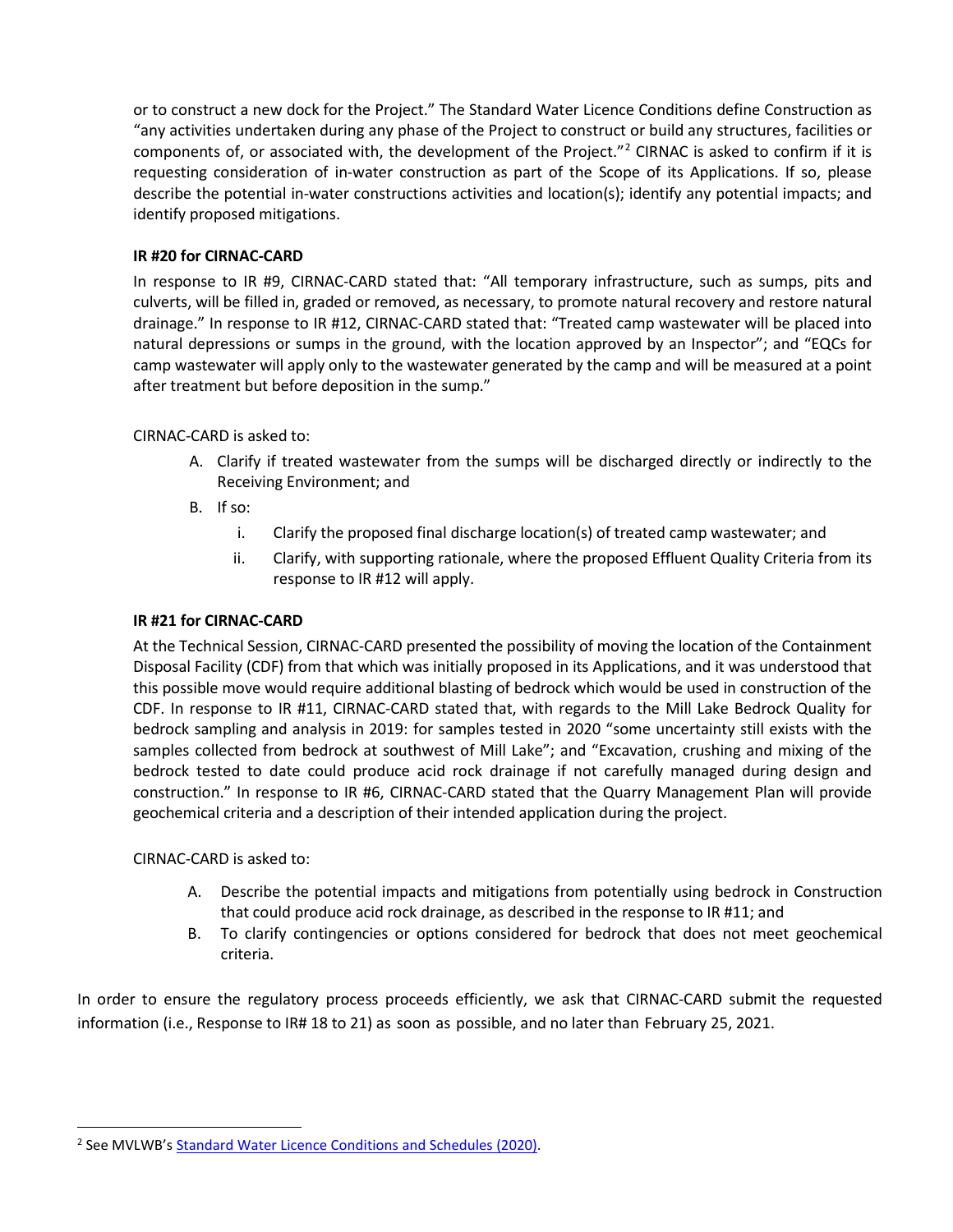or to construct a new dock for the Project." The Standard Water Licence Conditions define Construction as "any activities undertaken during any phase of the Project to construct or build any structures, facilities or components of, or associated with, the development of the Project."[2] CIRNAC is asked to confirm if it is requesting consideration of in-water construction as part of the Scope of its Applications. If so, please describe the potential in-water constructions activities and location(s); identify any potential impacts; and identify proposed mitigations.

**IR #20 for CIRNAC-CARD**

In response to IR #9, CIRNAC-CARD stated that: "All temporary infrastructure, such as sumps, pits and culverts, will be filled in, graded or removed, as necessary, to promote natural recovery and restore natural drainage." In response to IR #12, CIRNAC-CARD stated that: "Treated camp wastewater will be placed into natural depressions or sumps in the ground, with the location approved by an Inspector"; and "EQCs for camp wastewater will apply only to the wastewater generated by the camp and will be measured at a point after treatment but before deposition in the sump."

CIRNAC-CARD is asked to:

A. Clarify if treated wastewater from the sumps will be discharged directly or indirectly to the Receiving Environment; and
B. If so:
    i. Clarify the proposed final discharge location(s) of treated camp wastewater; and
    ii. Clarify, with supporting rationale, where the proposed Effluent Quality Criteria from its response to IR #12 will apply.

**IR #21 for CIRNAC-CARD**

At the Technical Session, CIRNAC-CARD presented the possibility of moving the location of the Containment Disposal Facility (CDF) from that which was initially proposed in its Applications, and it was understood that this possible move would require additional blasting of bedrock which would be used in construction of the CDF. In response to IR #11, CIRNAC-CARD stated that, with regards to the Mill Lake Bedrock Quality for bedrock sampling and analysis in 2019: for samples tested in 2020 "some uncertainty still exists with the samples collected from bedrock at southwest of Mill Lake"; and "Excavation, crushing and mixing of the bedrock tested to date could produce acid rock drainage if not carefully managed during design and construction." In response to IR #6, CIRNAC-CARD stated that the Quarry Management Plan will provide geochemical criteria and a description of their intended application during the project.

CIRNAC-CARD is asked to:

A. Describe the potential impacts and mitigations from potentially using bedrock in Construction that could produce acid rock drainage, as described in the response to IR #11; and
B. To clarify contingencies or options considered for bedrock that does not meet geochemical criteria.

In order to ensure the regulatory process proceeds efficiently, we ask that CIRNAC-CARD submit the requested information (i.e., Response to IR# 18 to 21) as soon as possible, and no later than February 25, 2021.

---

[2] See MVLWB's Standard Water Licence Conditions and Schedules (2020).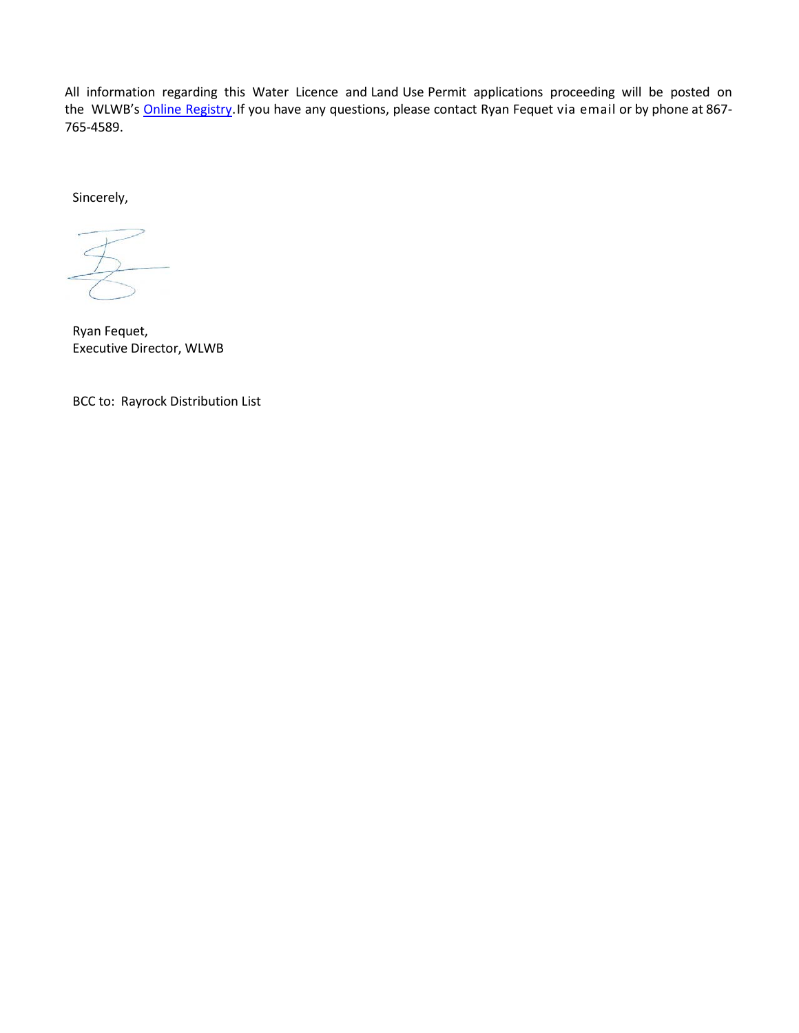All information regarding this Water Licence and Land Use Permit applications proceeding will be posted on the WLWB's Online Registry. If you have any questions, please contact Ryan Fequet via email or by phone at 867-765-4589.

Sincerely,

Ryan Fequet,
Executive Director, WLWB

BCC to: Rayrock Distribution List